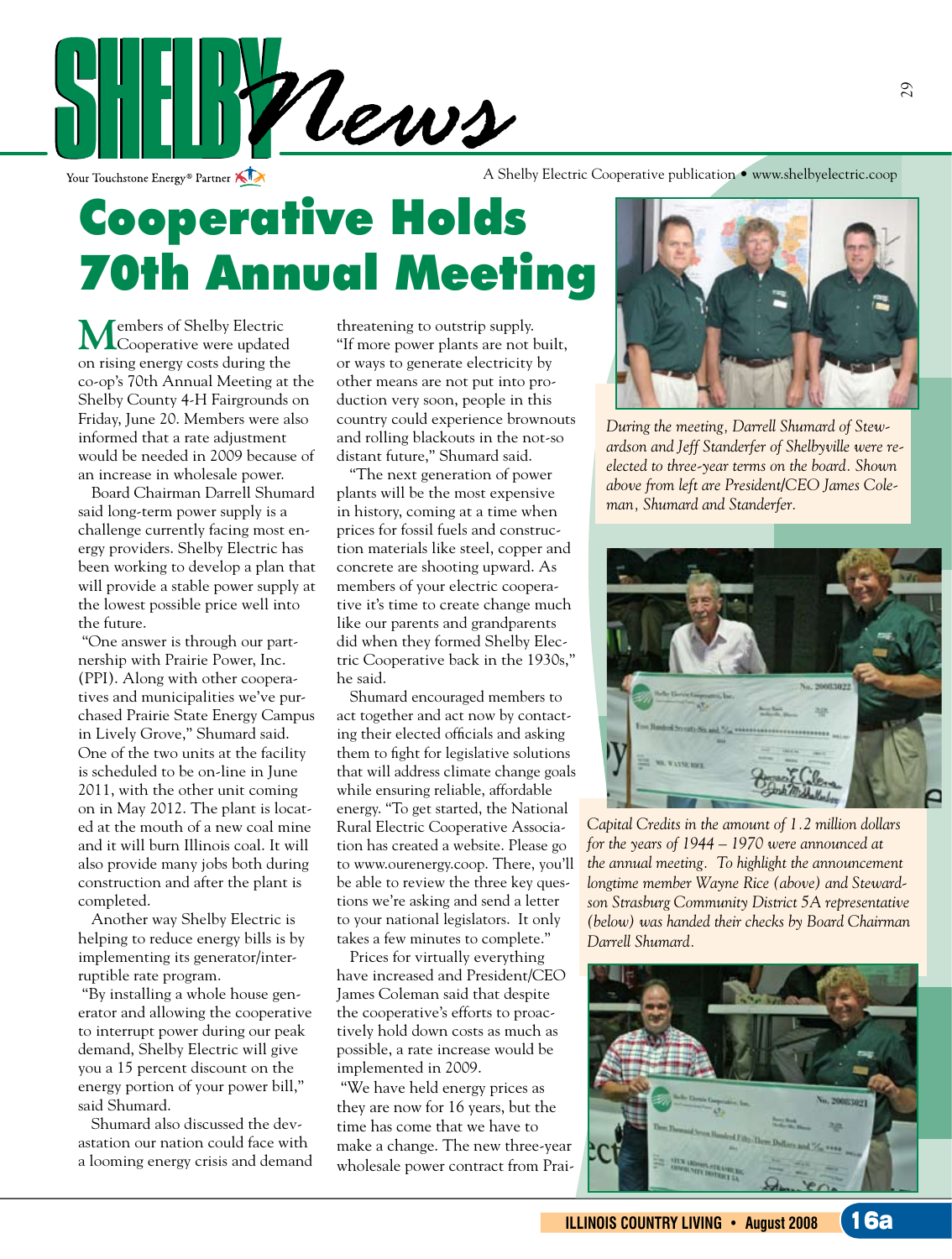# Cooperative Holds 70th Annual Meeting

Members of Shelby Electric Cooperative were updated on rising energy costs during the co-op's 70th Annual Meeting at the Shelby County 4-H Fairgrounds on Friday, June 20. Members were also informed that a rate adjustment would be needed in 2009 because of an increase in wholesale power.

Board Chairman Darrell Shumard said long-term power supply is a challenge currently facing most energy providers. Shelby Electric has been working to develop a plan that will provide a stable power supply at the lowest possible price well into the future.

"One answer is through our partnership with Prairie Power, Inc. (PPI). Along with other cooperatives and municipalities we've purchased Prairie State Energy Campus in Lively Grove," Shumard said. One of the two units at the facility is scheduled to be on-line in June 2011, with the other unit coming on in May 2012. The plant is located at the mouth of a new coal mine and it will burn Illinois coal. It will also provide many jobs both during construction and after the plant is completed.

Another way Shelby Electric is helping to reduce energy bills is by implementing its generator/interruptible rate program.

"By installing a whole house generator and allowing the cooperative to interrupt power during our peak demand, Shelby Electric will give you a 15 percent discount on the energy portion of your power bill," said Shumard.

Shumard also discussed the devastation our nation could face with a looming energy crisis and demand threatening to outstrip supply. "If more power plants are not built, or ways to generate electricity by other means are not put into production very soon, people in this country could experience brownouts and rolling blackouts in the not-so distant future," Shumard said.

"The next generation of power plants will be the most expensive in history, coming at a time when prices for fossil fuels and construction materials like steel, copper and concrete are shooting upward. As members of your electric cooperative it's time to create change much like our parents and grandparents did when they formed Shelby Electric Cooperative back in the 1930s," he said.

Shumard encouraged members to act together and act now by contacting their elected officials and asking them to fight for legislative solutions that will address climate change goals while ensuring reliable, affordable energy. "To get started, the National Rural Electric Cooperative Association has created a website. Please go to www.ourenergy.coop. There, you'll be able to review the three key questions we're asking and send a letter to your national legislators. It only takes a few minutes to complete."

Prices for virtually everything have increased and President/CEO James Coleman said that despite the cooperative's efforts to proactively hold down costs as much as possible, a rate increase would be implemented in 2009.

"We have held energy prices as they are now for 16 years, but the time has come that we have to make a change. The new three-year wholesale power contract from Prai-

*During the meeting, Darrell Shumard of Stewardson and Jeff Standerfer of Shelbyville were re-elected to three-year terms on the board. Shown above from left are President/CEO James Coleman, Shumard and Standerfer.*

*Capital Credits in the amount of 1.2 million dollars for the years of 1944 – 1970 were announced at the annual meeting. To highlight the announcement longtime member Wayne Rice (above) and Stewardson Strasburg Community District 5A representative (below) was handed their checks by Board Chairman Darrell Shumard.*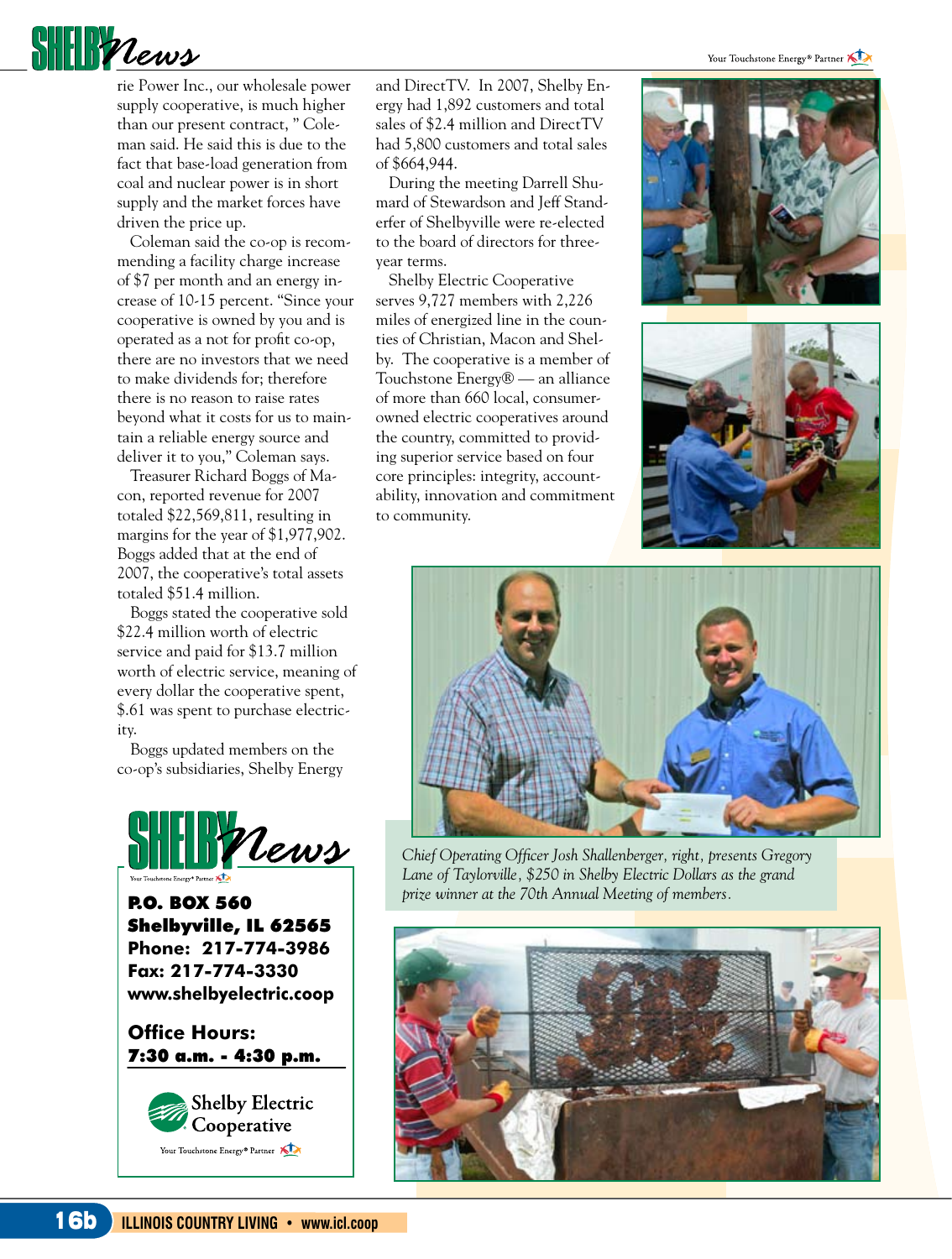rie Power Inc., our wholesale power supply cooperative, is much higher than our present contract, " Coleman said. He said this is due to the fact that base-load generation from coal and nuclear power is in short supply and the market forces have driven the price up.

Coleman said the co-op is recommending a facility charge increase of $7 per month and an energy increase of 10-15 percent. "Since your cooperative is owned by you and is operated as a not for profit co-op, there are no investors that we need to make dividends for; therefore there is no reason to raise rates beyond what it costs for us to maintain a reliable energy source and deliver it to you," Coleman says.

Treasurer Richard Boggs of Macon, reported revenue for 2007 totaled $22,569,811, resulting in margins for the year of $1,977,902. Boggs added that at the end of 2007, the cooperative's total assets totaled $51.4 million.

Boggs stated the cooperative sold $22.4 million worth of electric service and paid for $13.7 million worth of electric service, meaning of every dollar the cooperative spent, $.61 was spent to purchase electricity.

Boggs updated members on the co-op's subsidiaries, Shelby Energy and DirectTV. In 2007, Shelby Energy had 1,892 customers and total sales of $2.4 million and DirectTV had 5,800 customers and total sales of $664,944.

During the meeting Darrell Shumard of Stewardson and Jeff Standerfer of Shelbyville were re-elected to the board of directors for three-year terms.

Shelby Electric Cooperative serves 9,727 members with 2,226 miles of energized line in the counties of Christian, Macon and Shelby. The cooperative is a member of Touchstone Energy® — an alliance of more than 660 local, consumer-owned electric cooperatives around the country, committed to providing superior service based on four core principles: integrity, accountability, innovation and commitment to community.

*Chief Operating Officer Josh Shallenberger, right, presents Gregory Lane of Taylorville, $250 in Shelby Electric Dollars as the grand prize winner at the 70th Annual Meeting of members.*

**SHELBY News**

**P.O. BOX 560**
**Shelbyville, IL 62565**
**Phone: 217-774-3986**
**Fax: 217-774-3330**
**www.shelbyelectric.coop**

**Office Hours:**
**7:30 a.m. - 4:30 p.m.**

Shelby Electric Cooperative
Your Touchstone Energy® Partner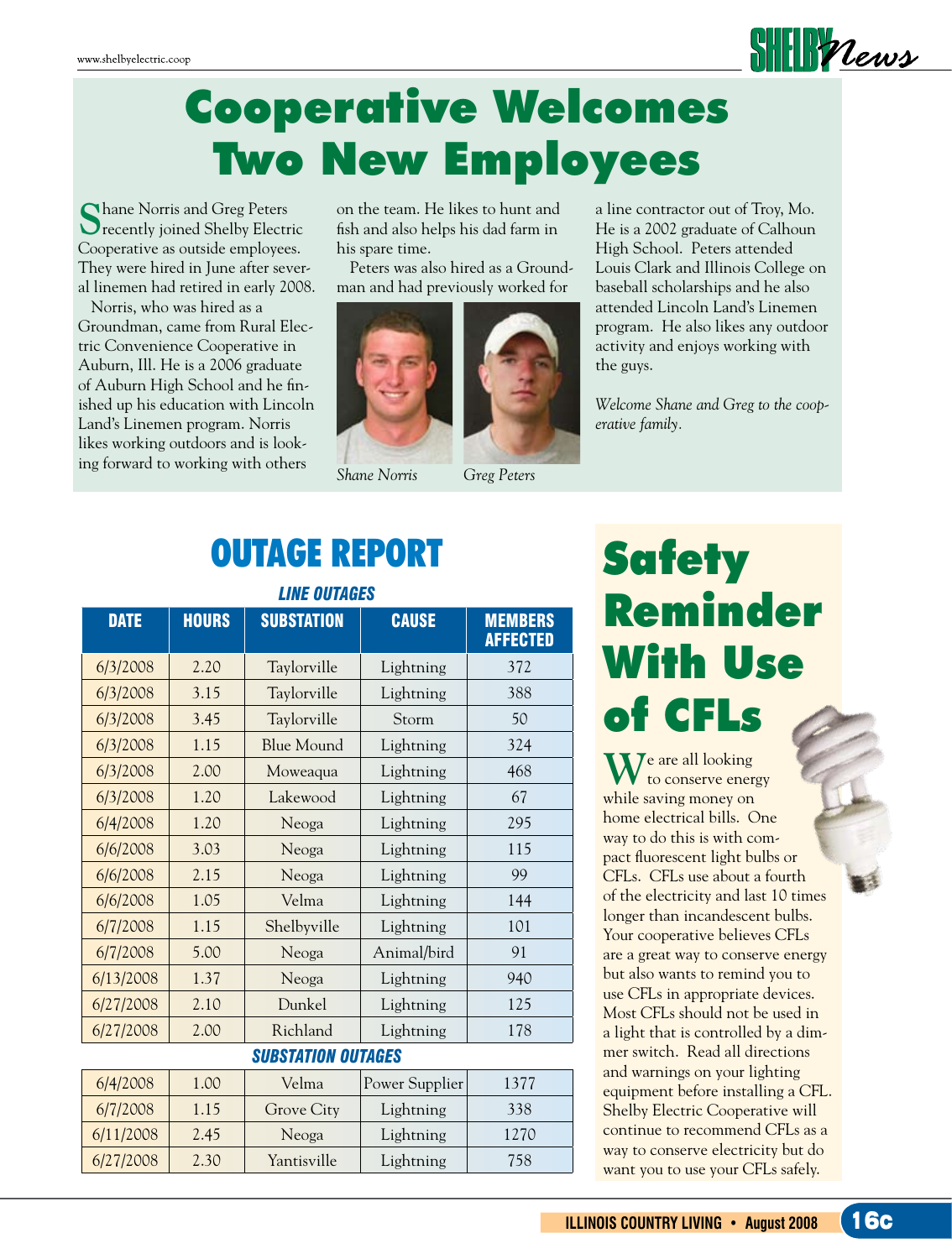# Cooperative Welcomes Two New Employees

Shane Norris and Greg Peters recently joined Shelby Electric Cooperative as outside employees. They were hired in June after several linemen had retired in early 2008.

Norris, who was hired as a Groundman, came from Rural Electric Convenience Cooperative in Auburn, Ill. He is a 2006 graduate of Auburn High School and he finished up his education with Lincoln Land's Linemen program. Norris likes working outdoors and is looking forward to working with others on the team. He likes to hunt and fish and also helps his dad farm in his spare time.

Peters was also hired as a Groundman and had previously worked for a line contractor out of Troy, Mo. He is a 2002 graduate of Calhoun High School. Peters attended Louis Clark and Illinois College on baseball scholarships and he also attended Lincoln Land's Linemen program. He also likes any outdoor activity and enjoys working with the guys.

Shane Norris

Greg Peters

*Welcome Shane and Greg to the cooperative family.*

## OUTAGE REPORT

### LINE OUTAGES

| DATE | HOURS | SUBSTATION | CAUSE | MEMBERS AFFECTED |
|---|---|---|---|---|
| 6/3/2008 | 2.20 | Taylorville | Lightning | 372 |
| 6/3/2008 | 3.15 | Taylorville | Lightning | 388 |
| 6/3/2008 | 3.45 | Taylorville | Storm | 50 |
| 6/3/2008 | 1.15 | Blue Mound | Lightning | 324 |
| 6/3/2008 | 2.00 | Moweaqua | Lightning | 468 |
| 6/3/2008 | 1.20 | Lakewood | Lightning | 67 |
| 6/4/2008 | 1.20 | Neoga | Lightning | 295 |
| 6/6/2008 | 3.03 | Neoga | Lightning | 115 |
| 6/6/2008 | 2.15 | Neoga | Lightning | 99 |
| 6/6/2008 | 1.05 | Velma | Lightning | 144 |
| 6/7/2008 | 1.15 | Shelbyville | Lightning | 101 |
| 6/7/2008 | 5.00 | Neoga | Animal/bird | 91 |
| 6/13/2008 | 1.37 | Neoga | Lightning | 940 |
| 6/27/2008 | 2.10 | Dunkel | Lightning | 125 |
| 6/27/2008 | 2.00 | Richland | Lightning | 178 |
| **SUBSTATION OUTAGES** | | | | |
| 6/4/2008 | 1.00 | Velma | Power Supplier | 1377 |
| 6/7/2008 | 1.15 | Grove City | Lightning | 338 |
| 6/11/2008 | 2.45 | Neoga | Lightning | 1270 |
| 6/27/2008 | 2.30 | Yantisville | Lightning | 758 |

## Safety Reminder With Use of CFLs

We are all looking to conserve energy while saving money on home electrical bills. One way to do this is with compact fluorescent light bulbs or CFLs. CFLs use about a fourth of the electricity and last 10 times longer than incandescent bulbs. Your cooperative believes CFLs are a great way to conserve energy but also wants to remind you to use CFLs in appropriate devices. Most CFLs should not be used in a light that is controlled by a dimmer switch. Read all directions and warnings on your lighting equipment before installing a CFL. Shelby Electric Cooperative will continue to recommend CFLs as a way to conserve electricity but do want you to use your CFLs safely.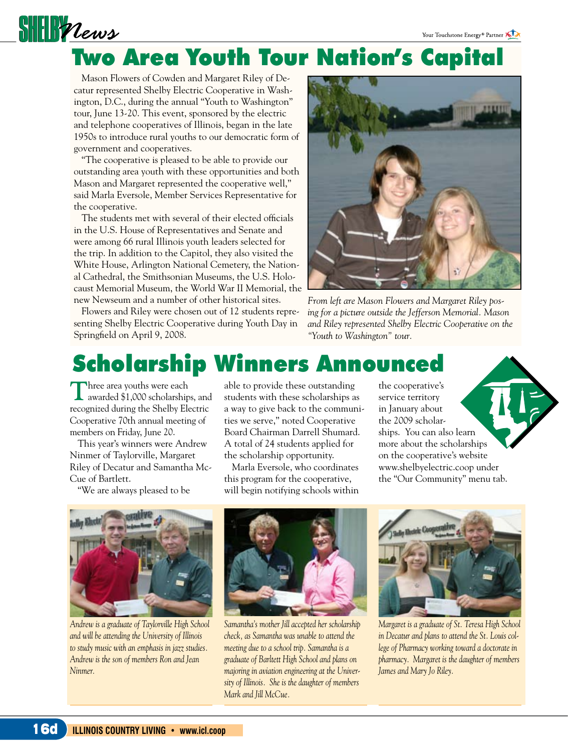# Two Area Youth Tour Nation's Capital

Mason Flowers of Cowden and Margaret Riley of Decatur represented Shelby Electric Cooperative in Washington, D.C., during the annual "Youth to Washington" tour, June 13-20. This event, sponsored by the electric and telephone cooperatives of Illinois, began in the late 1950s to introduce rural youths to our democratic form of government and cooperatives.

"The cooperative is pleased to be able to provide our outstanding area youth with these opportunities and both Mason and Margaret represented the cooperative well," said Marla Eversole, Member Services Representative for the cooperative.

The students met with several of their elected officials in the U.S. House of Representatives and Senate and were among 66 rural Illinois youth leaders selected for the trip. In addition to the Capitol, they also visited the White House, Arlington National Cemetery, the National Cathedral, the Smithsonian Museums, the U.S. Holocaust Memorial Museum, the World War II Memorial, the new Newseum and a number of other historical sites.

Flowers and Riley were chosen out of 12 students representing Shelby Electric Cooperative during Youth Day in Springfield on April 9, 2008.

*From left are Mason Flowers and Margaret Riley posing for a picture outside the Jefferson Memorial. Mason and Riley represented Shelby Electric Cooperative on the "Youth to Washington" tour.*

# Scholarship Winners Announced

Three area youths were each awarded $1,000 scholarships, and recognized during the Shelby Electric Cooperative 70th annual meeting of members on Friday, June 20.

This year's winners were Andrew Ninmer of Taylorville, Margaret Riley of Decatur and Samantha McCue of Bartlett.

"We are always pleased to be able to provide these outstanding students with these scholarships as a way to give back to the communities we serve," noted Cooperative Board Chairman Darrell Shumard. A total of 24 students applied for the scholarship opportunity.

Marla Eversole, who coordinates this program for the cooperative, will begin notifying schools within the cooperative's service territory in January about the 2009 scholarships. You can also learn more about the scholarships on the cooperative's website www.shelbyelectric.coop under the "Our Community" menu tab.

*Andrew is a graduate of Taylorville High School and will be attending the University of Illinois to study music with an emphasis in jazz studies. Andrew is the son of members Ron and Jean Ninmer.*

*Samantha's mother Jill accepted her scholarship check, as Samantha was unable to attend the meeting due to a school trip. Samantha is a graduate of Bartlett High School and plans on majoring in aviation engineering at the University of Illinois. She is the daughter of members Mark and Jill McCue.*

*Margaret is a graduate of St. Teresa High School in Decatur and plans to attend the St. Louis college of Pharmacy working toward a doctorate in pharmacy. Margaret is the daughter of members James and Mary Jo Riley.*